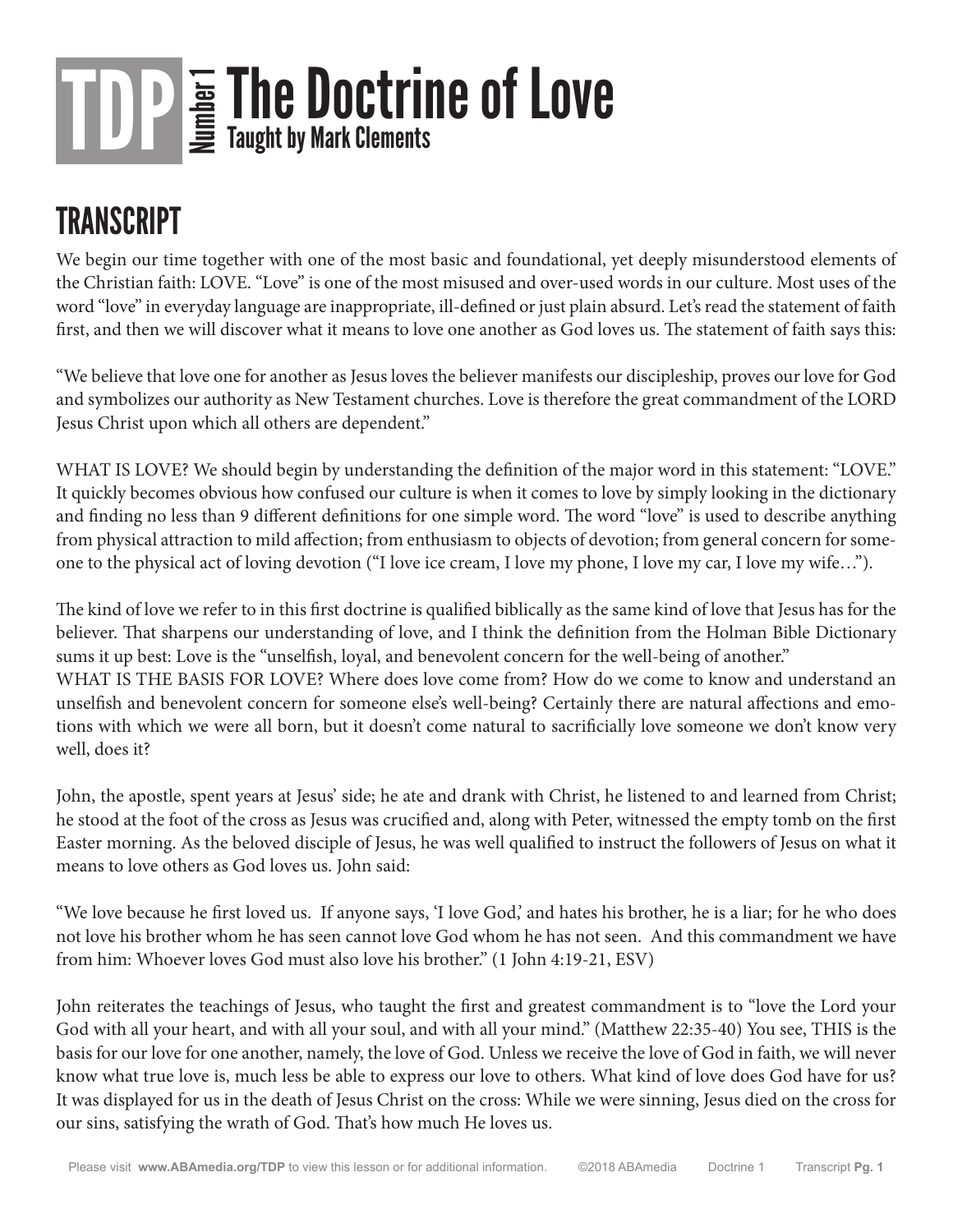# TDP Number 1 The Doctrine of Love

**Taught by Mark Clements**

## TRANSCRIPT

We begin our time together with one of the most basic and foundational, yet deeply misunderstood elements of the Christian faith: LOVE. "Love" is one of the most misused and over-used words in our culture. Most uses of the word "love" in everyday language are inappropriate, ill-defined or just plain absurd. Let's read the statement of faith first, and then we will discover what it means to love one another as God loves us. The statement of faith says this:

"We believe that love one for another as Jesus loves the believer manifests our discipleship, proves our love for God and symbolizes our authority as New Testament churches. Love is therefore the great commandment of the LORD Jesus Christ upon which all others are dependent."

WHAT IS LOVE? We should begin by understanding the definition of the major word in this statement: "LOVE." It quickly becomes obvious how confused our culture is when it comes to love by simply looking in the dictionary and finding no less than 9 different definitions for one simple word. The word "love" is used to describe anything from physical attraction to mild affection; from enthusiasm to objects of devotion; from general concern for someone to the physical act of loving devotion ("I love ice cream, I love my phone, I love my car, I love my wife…").

The kind of love we refer to in this first doctrine is qualified biblically as the same kind of love that Jesus has for the believer. That sharpens our understanding of love, and I think the definition from the Holman Bible Dictionary sums it up best: Love is the "unselfish, loyal, and benevolent concern for the well-being of another."

WHAT IS THE BASIS FOR LOVE? Where does love come from? How do we come to know and understand an unselfish and benevolent concern for someone else's well-being? Certainly there are natural affections and emotions with which we were all born, but it doesn't come natural to sacrificially love someone we don't know very well, does it?

John, the apostle, spent years at Jesus' side; he ate and drank with Christ, he listened to and learned from Christ; he stood at the foot of the cross as Jesus was crucified and, along with Peter, witnessed the empty tomb on the first Easter morning. As the beloved disciple of Jesus, he was well qualified to instruct the followers of Jesus on what it means to love others as God loves us. John said:

"We love because he first loved us. If anyone says, 'I love God,' and hates his brother, he is a liar; for he who does not love his brother whom he has seen cannot love God whom he has not seen. And this commandment we have from him: Whoever loves God must also love his brother." (1 John 4:19-21, ESV)

John reiterates the teachings of Jesus, who taught the first and greatest commandment is to "love the Lord your God with all your heart, and with all your soul, and with all your mind." (Matthew 22:35-40) You see, THIS is the basis for our love for one another, namely, the love of God. Unless we receive the love of God in faith, we will never know what true love is, much less be able to express our love to others. What kind of love does God have for us? It was displayed for us in the death of Jesus Christ on the cross: While we were sinning, Jesus died on the cross for our sins, satisfying the wrath of God. That's how much He loves us.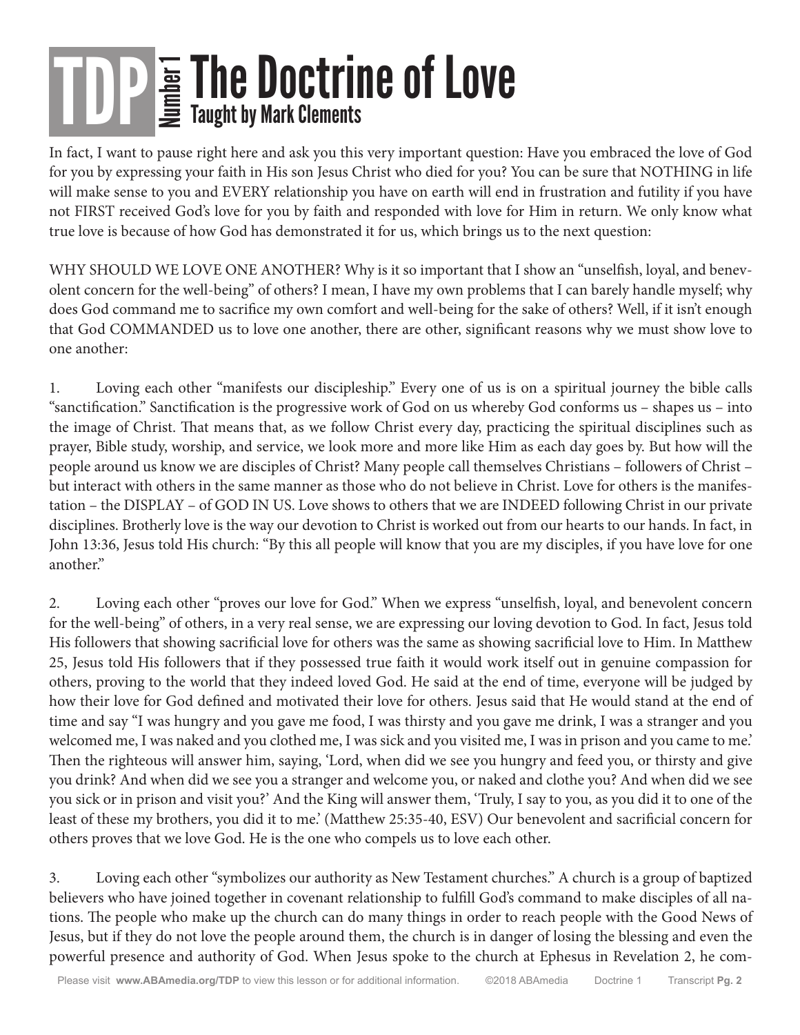In fact, I want to pause right here and ask you this very important question: Have you embraced the love of God for you by expressing your faith in His son Jesus Christ who died for you? You can be sure that NOTHING in life will make sense to you and EVERY relationship you have on earth will end in frustration and futility if you have not FIRST received God's love for you by faith and responded with love for Him in return. We only know what true love is because of how God has demonstrated it for us, which brings us to the next question:

WHY SHOULD WE LOVE ONE ANOTHER? Why is it so important that I show an "unselfish, loyal, and benevolent concern for the well-being" of others? I mean, I have my own problems that I can barely handle myself; why does God command me to sacrifice my own comfort and well-being for the sake of others? Well, if it isn't enough that God COMMANDED us to love one another, there are other, significant reasons why we must show love to one another:

1. Loving each other "manifests our discipleship." Every one of us is on a spiritual journey the bible calls "sanctification." Sanctification is the progressive work of God on us whereby God conforms us – shapes us – into the image of Christ. That means that, as we follow Christ every day, practicing the spiritual disciplines such as prayer, Bible study, worship, and service, we look more and more like Him as each day goes by. But how will the people around us know we are disciples of Christ? Many people call themselves Christians – followers of Christ – but interact with others in the same manner as those who do not believe in Christ. Love for others is the manifestation – the DISPLAY – of GOD IN US. Love shows to others that we are INDEED following Christ in our private disciplines. Brotherly love is the way our devotion to Christ is worked out from our hearts to our hands. In fact, in John 13:36, Jesus told His church: "By this all people will know that you are my disciples, if you have love for one another."

2. Loving each other "proves our love for God." When we express "unselfish, loyal, and benevolent concern for the well-being" of others, in a very real sense, we are expressing our loving devotion to God. In fact, Jesus told His followers that showing sacrificial love for others was the same as showing sacrificial love to Him. In Matthew 25, Jesus told His followers that if they possessed true faith it would work itself out in genuine compassion for others, proving to the world that they indeed loved God. He said at the end of time, everyone will be judged by how their love for God defined and motivated their love for others. Jesus said that He would stand at the end of time and say "I was hungry and you gave me food, I was thirsty and you gave me drink, I was a stranger and you welcomed me, I was naked and you clothed me, I was sick and you visited me, I was in prison and you came to me.' Then the righteous will answer him, saying, 'Lord, when did we see you hungry and feed you, or thirsty and give you drink? And when did we see you a stranger and welcome you, or naked and clothe you? And when did we see you sick or in prison and visit you?' And the King will answer them, 'Truly, I say to you, as you did it to one of the least of these my brothers, you did it to me.' (Matthew 25:35-40, ESV) Our benevolent and sacrificial concern for others proves that we love God. He is the one who compels us to love each other.

3. Loving each other "symbolizes our authority as New Testament churches." A church is a group of baptized believers who have joined together in covenant relationship to fulfill God's command to make disciples of all nations. The people who make up the church can do many things in order to reach people with the Good News of Jesus, but if they do not love the people around them, the church is in danger of losing the blessing and even the powerful presence and authority of God. When Jesus spoke to the church at Ephesus in Revelation 2, he com-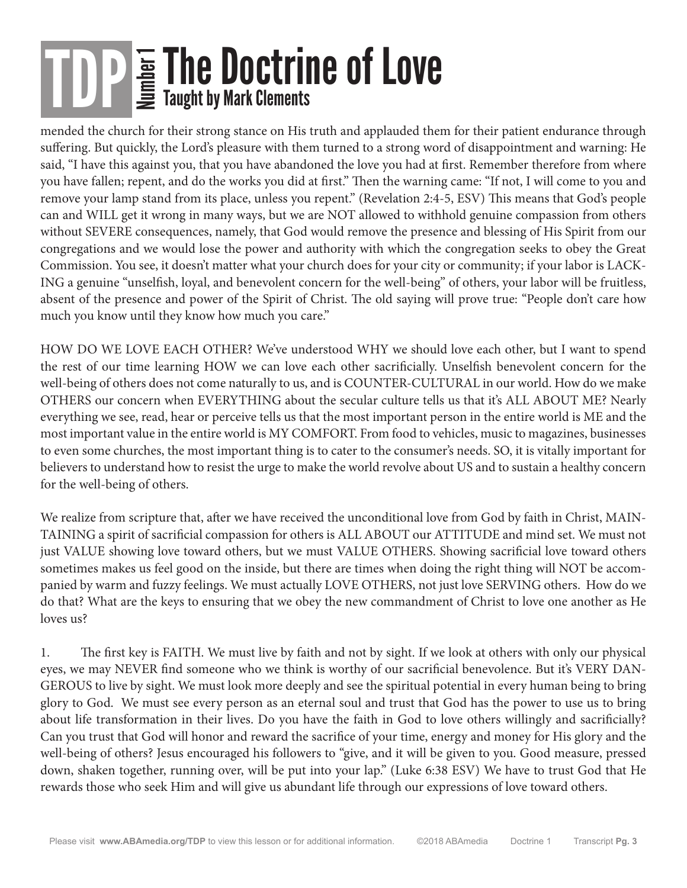mended the church for their strong stance on His truth and applauded them for their patient endurance through suffering. But quickly, the Lord's pleasure with them turned to a strong word of disappointment and warning: He said, "I have this against you, that you have abandoned the love you had at first. Remember therefore from where you have fallen; repent, and do the works you did at first." Then the warning came: "If not, I will come to you and remove your lamp stand from its place, unless you repent." (Revelation 2:4-5, ESV) This means that God's people can and WILL get it wrong in many ways, but we are NOT allowed to withhold genuine compassion from others without SEVERE consequences, namely, that God would remove the presence and blessing of His Spirit from our congregations and we would lose the power and authority with which the congregation seeks to obey the Great Commission. You see, it doesn't matter what your church does for your city or community; if your labor is LACKING a genuine "unselfish, loyal, and benevolent concern for the well-being" of others, your labor will be fruitless, absent of the presence and power of the Spirit of Christ. The old saying will prove true: "People don't care how much you know until they know how much you care."

HOW DO WE LOVE EACH OTHER? We've understood WHY we should love each other, but I want to spend the rest of our time learning HOW we can love each other sacrificially. Unselfish benevolent concern for the well-being of others does not come naturally to us, and is COUNTER-CULTURAL in our world. How do we make OTHERS our concern when EVERYTHING about the secular culture tells us that it's ALL ABOUT ME? Nearly everything we see, read, hear or perceive tells us that the most important person in the entire world is ME and the most important value in the entire world is MY COMFORT. From food to vehicles, music to magazines, businesses to even some churches, the most important thing is to cater to the consumer's needs. SO, it is vitally important for believers to understand how to resist the urge to make the world revolve about US and to sustain a healthy concern for the well-being of others.

We realize from scripture that, after we have received the unconditional love from God by faith in Christ, MAINTAINING a spirit of sacrificial compassion for others is ALL ABOUT our ATTITUDE and mind set. We must not just VALUE showing love toward others, but we must VALUE OTHERS. Showing sacrificial love toward others sometimes makes us feel good on the inside, but there are times when doing the right thing will NOT be accompanied by warm and fuzzy feelings. We must actually LOVE OTHERS, not just love SERVING others. How do we do that? What are the keys to ensuring that we obey the new commandment of Christ to love one another as He loves us?

1. The first key is FAITH. We must live by faith and not by sight. If we look at others with only our physical eyes, we may NEVER find someone who we think is worthy of our sacrificial benevolence. But it's VERY DANGEROUS to live by sight. We must look more deeply and see the spiritual potential in every human being to bring glory to God. We must see every person as an eternal soul and trust that God has the power to use us to bring about life transformation in their lives. Do you have the faith in God to love others willingly and sacrificially? Can you trust that God will honor and reward the sacrifice of your time, energy and money for His glory and the well-being of others? Jesus encouraged his followers to "give, and it will be given to you. Good measure, pressed down, shaken together, running over, will be put into your lap." (Luke 6:38 ESV) We have to trust God that He rewards those who seek Him and will give us abundant life through our expressions of love toward others.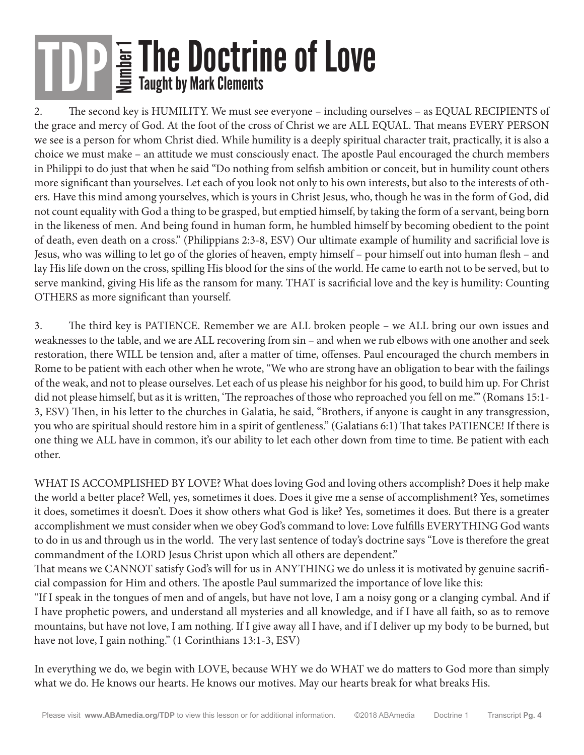# The Doctrine of Love

**TDP Number 1 — Taught by Mark Clements**

2. The second key is HUMILITY. We must see everyone – including ourselves – as EQUAL RECIPIENTS of the grace and mercy of God. At the foot of the cross of Christ we are ALL EQUAL. That means EVERY PERSON we see is a person for whom Christ died. While humility is a deeply spiritual character trait, practically, it is also a choice we must make – an attitude we must consciously enact. The apostle Paul encouraged the church members in Philippi to do just that when he said "Do nothing from selfish ambition or conceit, but in humility count others more significant than yourselves. Let each of you look not only to his own interests, but also to the interests of others. Have this mind among yourselves, which is yours in Christ Jesus, who, though he was in the form of God, did not count equality with God a thing to be grasped, but emptied himself, by taking the form of a servant, being born in the likeness of men. And being found in human form, he humbled himself by becoming obedient to the point of death, even death on a cross." (Philippians 2:3-8, ESV) Our ultimate example of humility and sacrificial love is Jesus, who was willing to let go of the glories of heaven, empty himself – pour himself out into human flesh – and lay His life down on the cross, spilling His blood for the sins of the world. He came to earth not to be served, but to serve mankind, giving His life as the ransom for many. THAT is sacrificial love and the key is humility: Counting OTHERS as more significant than yourself.

3. The third key is PATIENCE. Remember we are ALL broken people – we ALL bring our own issues and weaknesses to the table, and we are ALL recovering from sin – and when we rub elbows with one another and seek restoration, there WILL be tension and, after a matter of time, offenses. Paul encouraged the church members in Rome to be patient with each other when he wrote, "We who are strong have an obligation to bear with the failings of the weak, and not to please ourselves. Let each of us please his neighbor for his good, to build him up. For Christ did not please himself, but as it is written, 'The reproaches of those who reproached you fell on me.'" (Romans 15:1-3, ESV) Then, in his letter to the churches in Galatia, he said, "Brothers, if anyone is caught in any transgression, you who are spiritual should restore him in a spirit of gentleness." (Galatians 6:1) That takes PATIENCE! If there is one thing we ALL have in common, it's our ability to let each other down from time to time. Be patient with each other.

WHAT IS ACCOMPLISHED BY LOVE? What does loving God and loving others accomplish? Does it help make the world a better place? Well, yes, sometimes it does. Does it give me a sense of accomplishment? Yes, sometimes it does, sometimes it doesn't. Does it show others what God is like? Yes, sometimes it does. But there is a greater accomplishment we must consider when we obey God's command to love: Love fulfills EVERYTHING God wants to do in us and through us in the world. The very last sentence of today's doctrine says "Love is therefore the great commandment of the LORD Jesus Christ upon which all others are dependent."

That means we CANNOT satisfy God's will for us in ANYTHING we do unless it is motivated by genuine sacrificial compassion for Him and others. The apostle Paul summarized the importance of love like this:

"If I speak in the tongues of men and of angels, but have not love, I am a noisy gong or a clanging cymbal. And if I have prophetic powers, and understand all mysteries and all knowledge, and if I have all faith, so as to remove mountains, but have not love, I am nothing. If I give away all I have, and if I deliver up my body to be burned, but have not love, I gain nothing." (1 Corinthians 13:1-3, ESV)

In everything we do, we begin with LOVE, because WHY we do WHAT we do matters to God more than simply what we do. He knows our hearts. He knows our motives. May our hearts break for what breaks His.